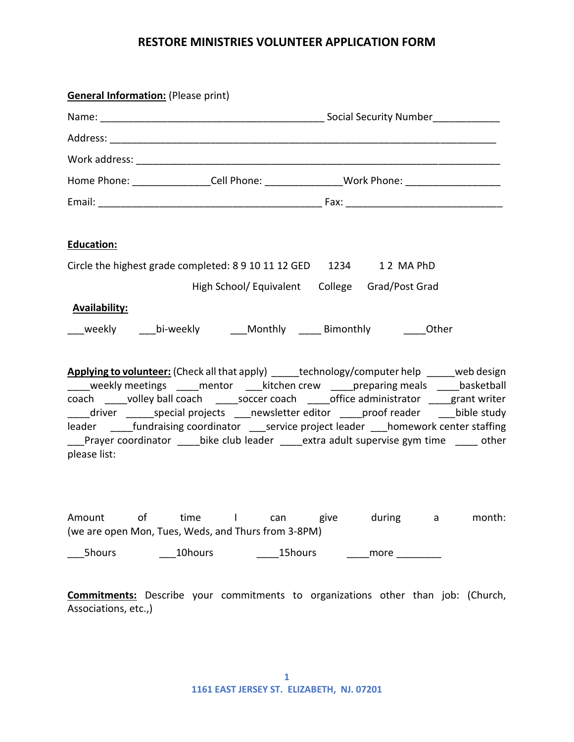# RESTORE MINISTRIES VOLUNTEER APPLICATION FORM

**General Information:** (Please print)

Name: ________________________________________ Social Security Number____________

Address: ______________________________________________________________________

Work address: __________________________________________________________________

Home Phone: ______________Cell Phone: ______________Work Phone: _________________

Email: ________________________________________ Fax: ____________________________

**Education:**

Circle the highest grade completed: 8 9 10 11 12 GED      1234      1 2  MA PhD

High School/ Equivalent      College      Grad/Post Grad

**Availability:**

___weekly      ___bi-weekly      ___Monthly      ____ Bimonthly      ____Other

**Applying to volunteer:** (Check all that apply) _____technology/computer help _____web design ____weekly meetings ____mentor ___kitchen crew ____preparing meals ____basketball coach ____volley ball coach ____soccer coach ____office administrator ____grant writer ____driver _____special projects ___newsletter editor ____proof reader ___bible study leader ____fundraising coordinator ___service project leader ___homework center staffing ___Prayer coordinator ____bike club leader ____extra adult supervise gym time ____ other please list:

Amount of time I can give during a month:
(we are open Mon, Tues, Weds, and Thurs from 3-8PM)

___5hours      ___10hours      ____15hours      ____more ________

**Commitments:** Describe your commitments to organizations other than job: (Church, Associations, etc.,)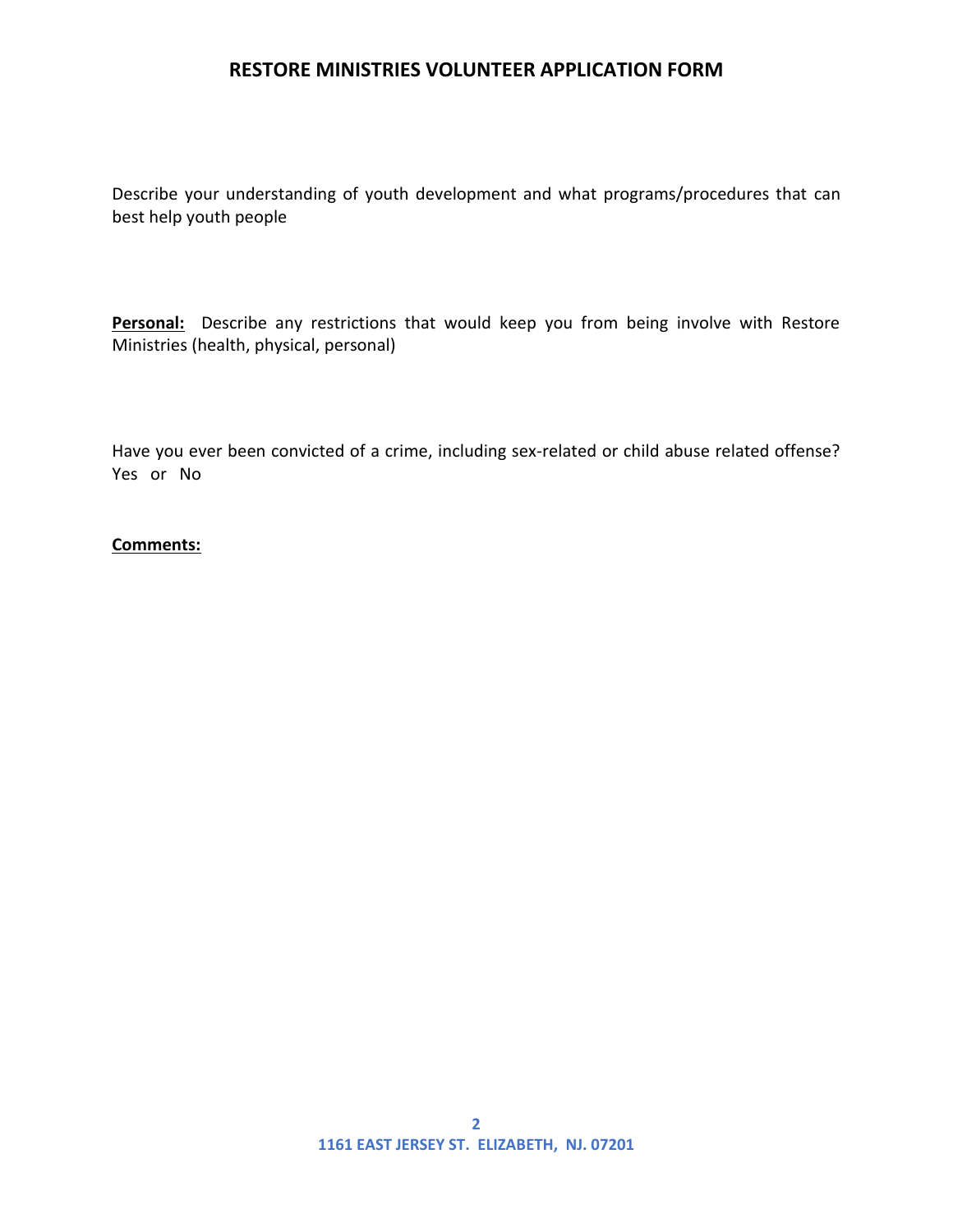# RESTORE MINISTRIES VOLUNTEER APPLICATION FORM

Describe your understanding of youth development and what programs/procedures that can best help youth people

**Personal:** Describe any restrictions that would keep you from being involve with Restore Ministries (health, physical, personal)

Have you ever been convicted of a crime, including sex-related or child abuse related offense?
Yes or No

**Comments:**

**1161 EAST JERSEY ST. ELIZABETH, NJ. 07201**